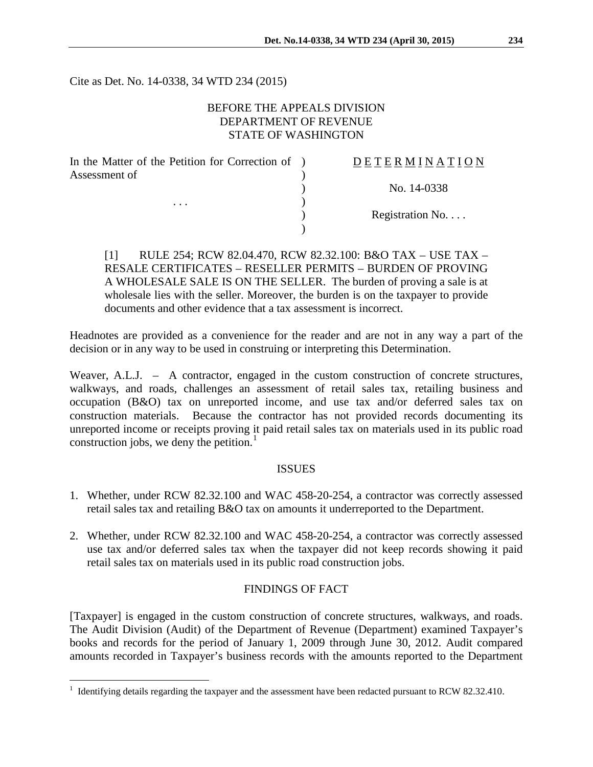Cite as Det. No. 14-0338, 34 WTD 234 (2015)

BEFORE THE APPEALS DIVISION
DEPARTMENT OF REVENUE
STATE OF WASHINGTON

| | | |
|---|---|---|
| In the Matter of the Petition for Correction of Assessment of | ) | D E T E R M I N A T I O N |
| | ) | |
| | ) | No. 14-0338 |
| . . . | ) | |
| | ) | Registration No. . . . |
| | ) | |

> [1] RULE 254; RCW 82.04.470, RCW 82.32.100: B&O TAX – USE TAX – RESALE CERTIFICATES – RESELLER PERMITS – BURDEN OF PROVING A WHOLESALE SALE IS ON THE SELLER. The burden of proving a sale is at wholesale lies with the seller. Moreover, the burden is on the taxpayer to provide documents and other evidence that a tax assessment is incorrect.

Headnotes are provided as a convenience for the reader and are not in any way a part of the decision or in any way to be used in construing or interpreting this Determination.

Weaver, A.L.J. – A contractor, engaged in the custom construction of concrete structures, walkways, and roads, challenges an assessment of retail sales tax, retailing business and occupation (B&O) tax on unreported income, and use tax and/or deferred sales tax on construction materials. Because the contractor has not provided records documenting its unreported income or receipts proving it paid retail sales tax on materials used in its public road construction jobs, we deny the petition.[1]

## ISSUES

1. Whether, under RCW 82.32.100 and WAC 458-20-254, a contractor was correctly assessed retail sales tax and retailing B&O tax on amounts it underreported to the Department.

2. Whether, under RCW 82.32.100 and WAC 458-20-254, a contractor was correctly assessed use tax and/or deferred sales tax when the taxpayer did not keep records showing it paid retail sales tax on materials used in its public road construction jobs.

## FINDINGS OF FACT

[Taxpayer] is engaged in the custom construction of concrete structures, walkways, and roads. The Audit Division (Audit) of the Department of Revenue (Department) examined Taxpayer's books and records for the period of January 1, 2009 through June 30, 2012. Audit compared amounts recorded in Taxpayer's business records with the amounts reported to the Department

[1] Identifying details regarding the taxpayer and the assessment have been redacted pursuant to RCW 82.32.410.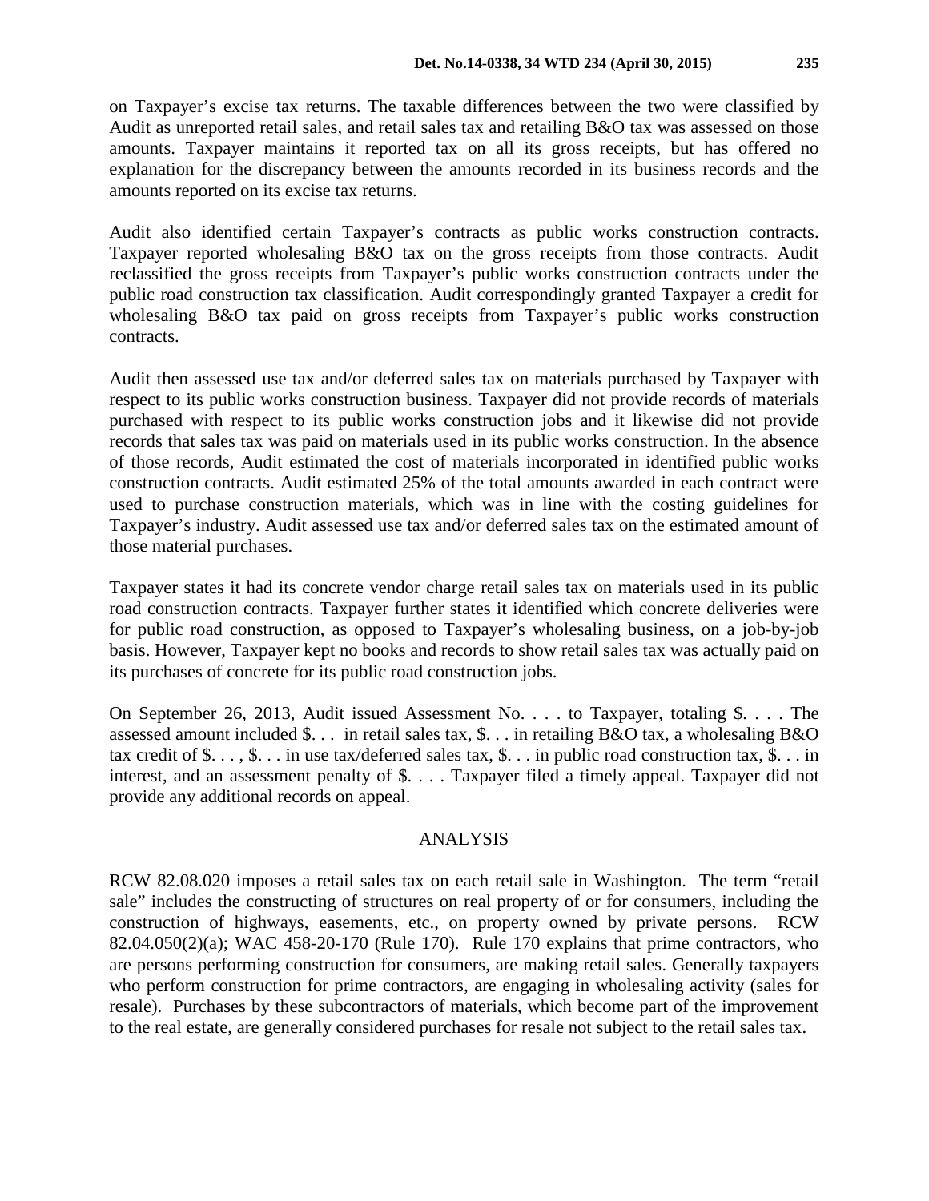on Taxpayer's excise tax returns. The taxable differences between the two were classified by Audit as unreported retail sales, and retail sales tax and retailing B&O tax was assessed on those amounts. Taxpayer maintains it reported tax on all its gross receipts, but has offered no explanation for the discrepancy between the amounts recorded in its business records and the amounts reported on its excise tax returns.

Audit also identified certain Taxpayer's contracts as public works construction contracts. Taxpayer reported wholesaling B&O tax on the gross receipts from those contracts. Audit reclassified the gross receipts from Taxpayer's public works construction contracts under the public road construction tax classification. Audit correspondingly granted Taxpayer a credit for wholesaling B&O tax paid on gross receipts from Taxpayer's public works construction contracts.

Audit then assessed use tax and/or deferred sales tax on materials purchased by Taxpayer with respect to its public works construction business. Taxpayer did not provide records of materials purchased with respect to its public works construction jobs and it likewise did not provide records that sales tax was paid on materials used in its public works construction. In the absence of those records, Audit estimated the cost of materials incorporated in identified public works construction contracts. Audit estimated 25% of the total amounts awarded in each contract were used to purchase construction materials, which was in line with the costing guidelines for Taxpayer's industry. Audit assessed use tax and/or deferred sales tax on the estimated amount of those material purchases.

Taxpayer states it had its concrete vendor charge retail sales tax on materials used in its public road construction contracts. Taxpayer further states it identified which concrete deliveries were for public road construction, as opposed to Taxpayer's wholesaling business, on a job-by-job basis. However, Taxpayer kept no books and records to show retail sales tax was actually paid on its purchases of concrete for its public road construction jobs.

On September 26, 2013, Audit issued Assessment No. . . . to Taxpayer, totaling $. . . . The assessed amount included $. . . in retail sales tax, $. . . in retailing B&O tax, a wholesaling B&O tax credit of $. . . , $. . . in use tax/deferred sales tax, $. . . in public road construction tax, $. . . in interest, and an assessment penalty of $. . . . Taxpayer filed a timely appeal. Taxpayer did not provide any additional records on appeal.

## ANALYSIS

RCW 82.08.020 imposes a retail sales tax on each retail sale in Washington. The term "retail sale" includes the constructing of structures on real property of or for consumers, including the construction of highways, easements, etc., on property owned by private persons. RCW 82.04.050(2)(a); WAC 458-20-170 (Rule 170). Rule 170 explains that prime contractors, who are persons performing construction for consumers, are making retail sales. Generally taxpayers who perform construction for prime contractors, are engaging in wholesaling activity (sales for resale). Purchases by these subcontractors of materials, which become part of the improvement to the real estate, are generally considered purchases for resale not subject to the retail sales tax.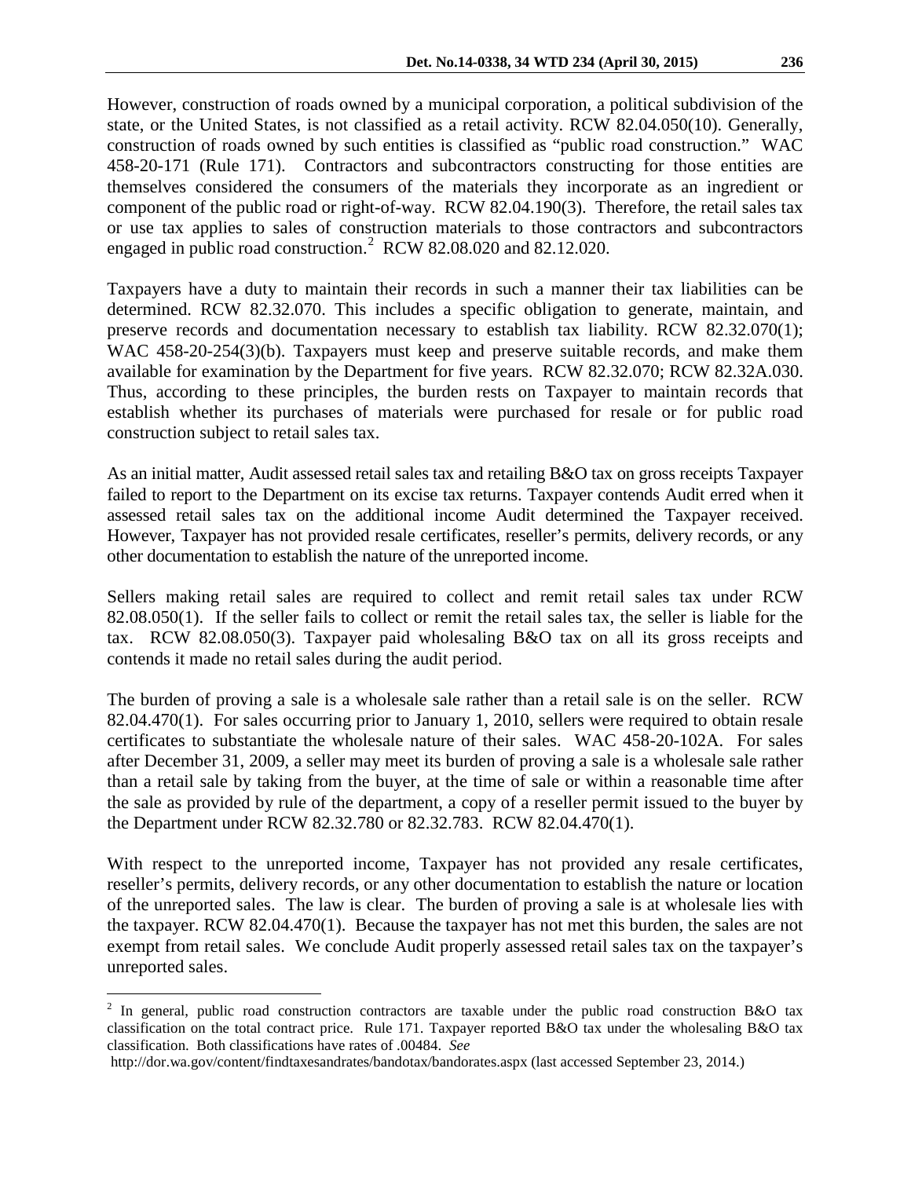However, construction of roads owned by a municipal corporation, a political subdivision of the state, or the United States, is not classified as a retail activity. RCW 82.04.050(10). Generally, construction of roads owned by such entities is classified as "public road construction." WAC 458-20-171 (Rule 171). Contractors and subcontractors constructing for those entities are themselves considered the consumers of the materials they incorporate as an ingredient or component of the public road or right-of-way. RCW 82.04.190(3). Therefore, the retail sales tax or use tax applies to sales of construction materials to those contractors and subcontractors engaged in public road construction.[2] RCW 82.08.020 and 82.12.020.

Taxpayers have a duty to maintain their records in such a manner their tax liabilities can be determined. RCW 82.32.070. This includes a specific obligation to generate, maintain, and preserve records and documentation necessary to establish tax liability. RCW 82.32.070(1); WAC 458-20-254(3)(b). Taxpayers must keep and preserve suitable records, and make them available for examination by the Department for five years. RCW 82.32.070; RCW 82.32A.030. Thus, according to these principles, the burden rests on Taxpayer to maintain records that establish whether its purchases of materials were purchased for resale or for public road construction subject to retail sales tax.

As an initial matter, Audit assessed retail sales tax and retailing B&O tax on gross receipts Taxpayer failed to report to the Department on its excise tax returns. Taxpayer contends Audit erred when it assessed retail sales tax on the additional income Audit determined the Taxpayer received. However, Taxpayer has not provided resale certificates, reseller's permits, delivery records, or any other documentation to establish the nature of the unreported income.

Sellers making retail sales are required to collect and remit retail sales tax under RCW 82.08.050(1). If the seller fails to collect or remit the retail sales tax, the seller is liable for the tax. RCW 82.08.050(3). Taxpayer paid wholesaling B&O tax on all its gross receipts and contends it made no retail sales during the audit period.

The burden of proving a sale is a wholesale sale rather than a retail sale is on the seller. RCW 82.04.470(1). For sales occurring prior to January 1, 2010, sellers were required to obtain resale certificates to substantiate the wholesale nature of their sales. WAC 458-20-102A. For sales after December 31, 2009, a seller may meet its burden of proving a sale is a wholesale sale rather than a retail sale by taking from the buyer, at the time of sale or within a reasonable time after the sale as provided by rule of the department, a copy of a reseller permit issued to the buyer by the Department under RCW 82.32.780 or 82.32.783. RCW 82.04.470(1).

With respect to the unreported income, Taxpayer has not provided any resale certificates, reseller's permits, delivery records, or any other documentation to establish the nature or location of the unreported sales. The law is clear. The burden of proving a sale is at wholesale lies with the taxpayer. RCW 82.04.470(1). Because the taxpayer has not met this burden, the sales are not exempt from retail sales. We conclude Audit properly assessed retail sales tax on the taxpayer's unreported sales.

---

[2] In general, public road construction contractors are taxable under the public road construction B&O tax classification on the total contract price. Rule 171. Taxpayer reported B&O tax under the wholesaling B&O tax classification. Both classifications have rates of .00484. *See* http://dor.wa.gov/content/findtaxesandrates/bandotax/bandorates.aspx (last accessed September 23, 2014.)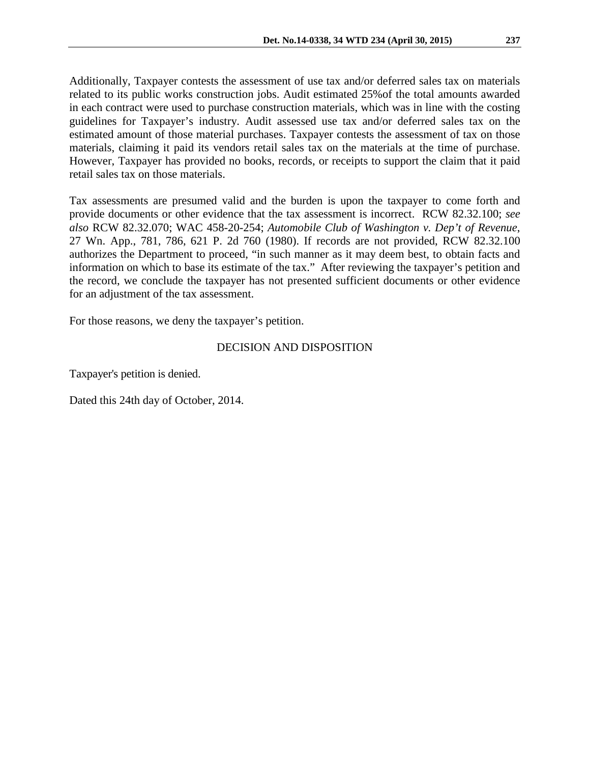Additionally, Taxpayer contests the assessment of use tax and/or deferred sales tax on materials related to its public works construction jobs. Audit estimated 25%of the total amounts awarded in each contract were used to purchase construction materials, which was in line with the costing guidelines for Taxpayer's industry. Audit assessed use tax and/or deferred sales tax on the estimated amount of those material purchases. Taxpayer contests the assessment of tax on those materials, claiming it paid its vendors retail sales tax on the materials at the time of purchase. However, Taxpayer has provided no books, records, or receipts to support the claim that it paid retail sales tax on those materials.

Tax assessments are presumed valid and the burden is upon the taxpayer to come forth and provide documents or other evidence that the tax assessment is incorrect. RCW 82.32.100; *see also* RCW 82.32.070; WAC 458-20-254; *Automobile Club of Washington v. Dep't of Revenue*, 27 Wn. App., 781, 786, 621 P. 2d 760 (1980). If records are not provided, RCW 82.32.100 authorizes the Department to proceed, "in such manner as it may deem best, to obtain facts and information on which to base its estimate of the tax." After reviewing the taxpayer's petition and the record, we conclude the taxpayer has not presented sufficient documents or other evidence for an adjustment of the tax assessment.

For those reasons, we deny the taxpayer's petition.

## DECISION AND DISPOSITION

Taxpayer's petition is denied.

Dated this 24th day of October, 2014.